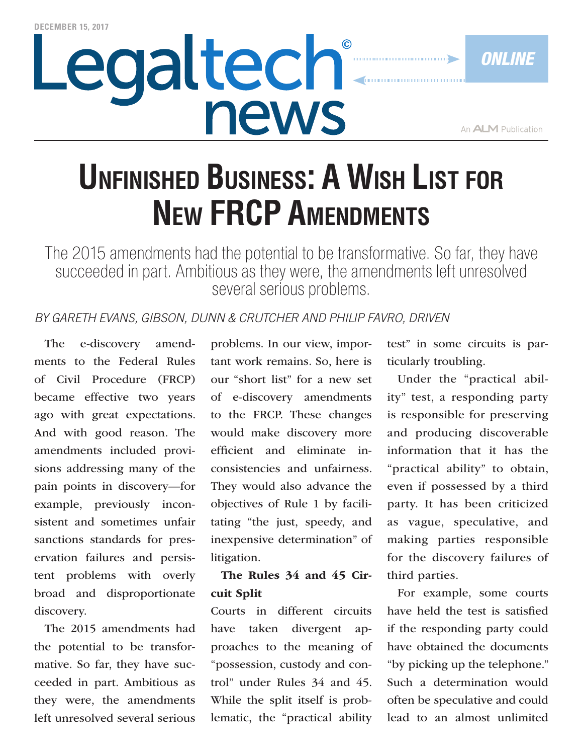DECEMBER 15, 2017

# Unfinished Business: A Wish List for New FRCP Amendments

The 2015 amendments had the potential to be transformative. So far, they have succeeded in part. Ambitious as they were, the amendments left unresolved several serious problems.

*BY GARETH EVANS, GIBSON, DUNN & CRUTCHER AND PHILIP FAVRO, DRIVEN*

The e-discovery amendments to the Federal Rules of Civil Procedure (FRCP) became effective two years ago with great expectations. And with good reason. The amendments included provisions addressing many of the pain points in discovery—for example, previously inconsistent and sometimes unfair sanctions standards for preservation failures and persistent problems with overly broad and disproportionate discovery.

The 2015 amendments had the potential to be transformative. So far, they have succeeded in part. Ambitious as they were, the amendments left unresolved several serious problems. In our view, important work remains. So, here is our "short list" for a new set of e-discovery amendments to the FRCP. These changes would make discovery more efficient and eliminate inconsistencies and unfairness. They would also advance the objectives of Rule 1 by facilitating "the just, speedy, and inexpensive determination" of litigation.

**The Rules 34 and 45 Circuit Split**

Courts in different circuits have taken divergent approaches to the meaning of "possession, custody and control" under Rules 34 and 45. While the split itself is problematic, the "practical ability test" in some circuits is particularly troubling.

Under the "practical ability" test, a responding party is responsible for preserving and producing discoverable information that it has the "practical ability" to obtain, even if possessed by a third party. It has been criticized as vague, speculative, and making parties responsible for the discovery failures of third parties.

For example, some courts have held the test is satisfied if the responding party could have obtained the documents "by picking up the telephone." Such a determination would often be speculative and could lead to an almost unlimited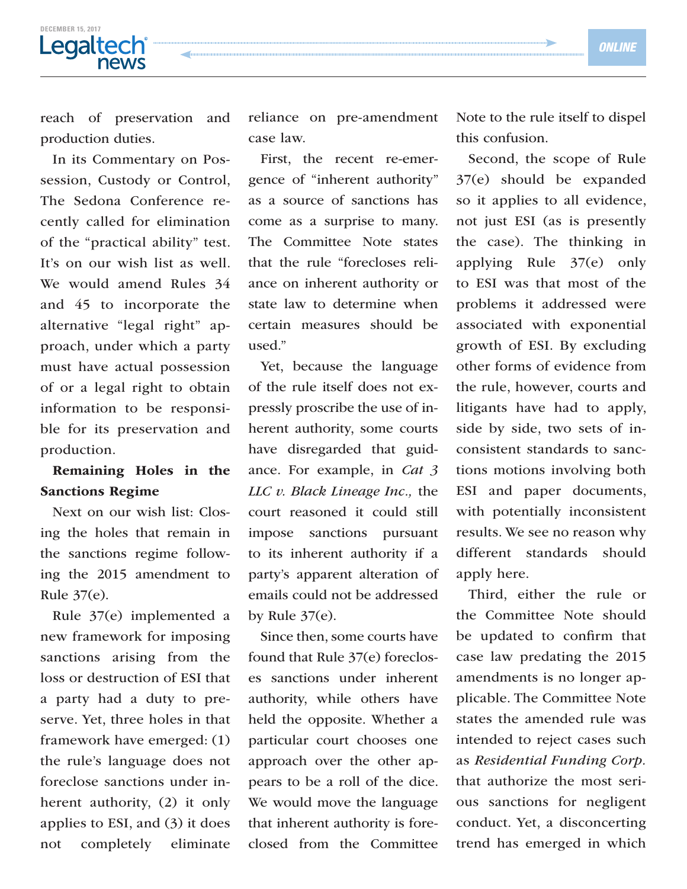reach of preservation and production duties.

In its Commentary on Possession, Custody or Control, The Sedona Conference recently called for elimination of the "practical ability" test. It's on our wish list as well. We would amend Rules 34 and 45 to incorporate the alternative "legal right" approach, under which a party must have actual possession of or a legal right to obtain information to be responsible for its preservation and production.

**Remaining Holes in the Sanctions Regime**

Next on our wish list: Closing the holes that remain in the sanctions regime following the 2015 amendment to Rule 37(e).

Rule 37(e) implemented a new framework for imposing sanctions arising from the loss or destruction of ESI that a party had a duty to preserve. Yet, three holes in that framework have emerged: (1) the rule's language does not foreclose sanctions under inherent authority, (2) it only applies to ESI, and (3) it does not completely eliminate reliance on pre-amendment case law.

First, the recent re-emergence of "inherent authority" as a source of sanctions has come as a surprise to many. The Committee Note states that the rule "forecloses reliance on inherent authority or state law to determine when certain measures should be used."

Yet, because the language of the rule itself does not expressly proscribe the use of inherent authority, some courts have disregarded that guidance. For example, in *Cat 3 LLC v. Black Lineage Inc.,* the court reasoned it could still impose sanctions pursuant to its inherent authority if a party's apparent alteration of emails could not be addressed by Rule 37(e).

Since then, some courts have found that Rule 37(e) forecloses sanctions under inherent authority, while others have held the opposite. Whether a particular court chooses one approach over the other appears to be a roll of the dice. We would move the language that inherent authority is foreclosed from the Committee Note to the rule itself to dispel this confusion.

Second, the scope of Rule 37(e) should be expanded so it applies to all evidence, not just ESI (as is presently the case). The thinking in applying Rule 37(e) only to ESI was that most of the problems it addressed were associated with exponential growth of ESI. By excluding other forms of evidence from the rule, however, courts and litigants have had to apply, side by side, two sets of inconsistent standards to sanctions motions involving both ESI and paper documents, with potentially inconsistent results. We see no reason why different standards should apply here.

Third, either the rule or the Committee Note should be updated to confirm that case law predating the 2015 amendments is no longer applicable. The Committee Note states the amended rule was intended to reject cases such as *Residential Funding Corp.* that authorize the most serious sanctions for negligent conduct. Yet, a disconcerting trend has emerged in which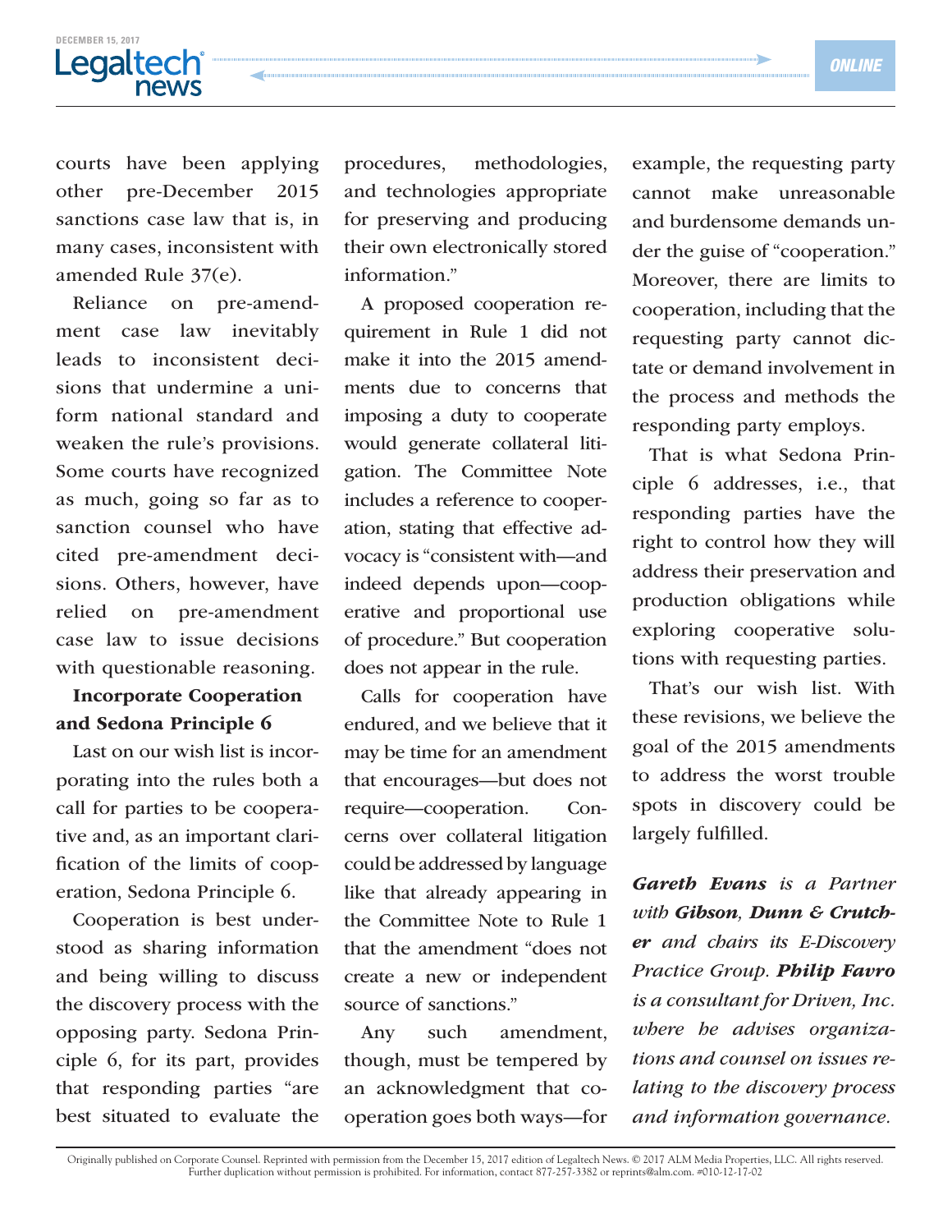courts have been applying other pre-December 2015 sanctions case law that is, in many cases, inconsistent with amended Rule 37(e).

Reliance on pre-amendment case law inevitably leads to inconsistent decisions that undermine a uniform national standard and weaken the rule's provisions. Some courts have recognized as much, going so far as to sanction counsel who have cited pre-amendment decisions. Others, however, have relied on pre-amendment case law to issue decisions with questionable reasoning.

### Incorporate Cooperation and Sedona Principle 6

Last on our wish list is incorporating into the rules both a call for parties to be cooperative and, as an important clarification of the limits of cooperation, Sedona Principle 6.

Cooperation is best understood as sharing information and being willing to discuss the discovery process with the opposing party. Sedona Principle 6, for its part, provides that responding parties "are best situated to evaluate the procedures, methodologies, and technologies appropriate for preserving and producing their own electronically stored information."

A proposed cooperation requirement in Rule 1 did not make it into the 2015 amendments due to concerns that imposing a duty to cooperate would generate collateral litigation. The Committee Note includes a reference to cooperation, stating that effective advocacy is "consistent with—and indeed depends upon—cooperative and proportional use of procedure." But cooperation does not appear in the rule.

Calls for cooperation have endured, and we believe that it may be time for an amendment that encourages—but does not require—cooperation. Concerns over collateral litigation could be addressed by language like that already appearing in the Committee Note to Rule 1 that the amendment "does not create a new or independent source of sanctions."

Any such amendment, though, must be tempered by an acknowledgment that cooperation goes both ways—for example, the requesting party cannot make unreasonable and burdensome demands under the guise of "cooperation." Moreover, there are limits to cooperation, including that the requesting party cannot dictate or demand involvement in the process and methods the responding party employs.

That is what Sedona Principle 6 addresses, i.e., that responding parties have the right to control how they will address their preservation and production obligations while exploring cooperative solutions with requesting parties.

That's our wish list. With these revisions, we believe the goal of the 2015 amendments to address the worst trouble spots in discovery could be largely fulfilled.

***Gareth Evans*** *is a Partner with* ***Gibson, Dunn & Crutcher*** *and chairs its E-Discovery Practice Group.* ***Philip Favro*** *is a consultant for Driven, Inc. where he advises organizations and counsel on issues relating to the discovery process and information governance.*

Originally published on Corporate Counsel. Reprinted with permission from the December 15, 2017 edition of Legaltech News. © 2017 ALM Media Properties, LLC. All rights reserved. Further duplication without permission is prohibited. For information, contact 877-257-3382 or reprints@alm.com. #010-12-17-02